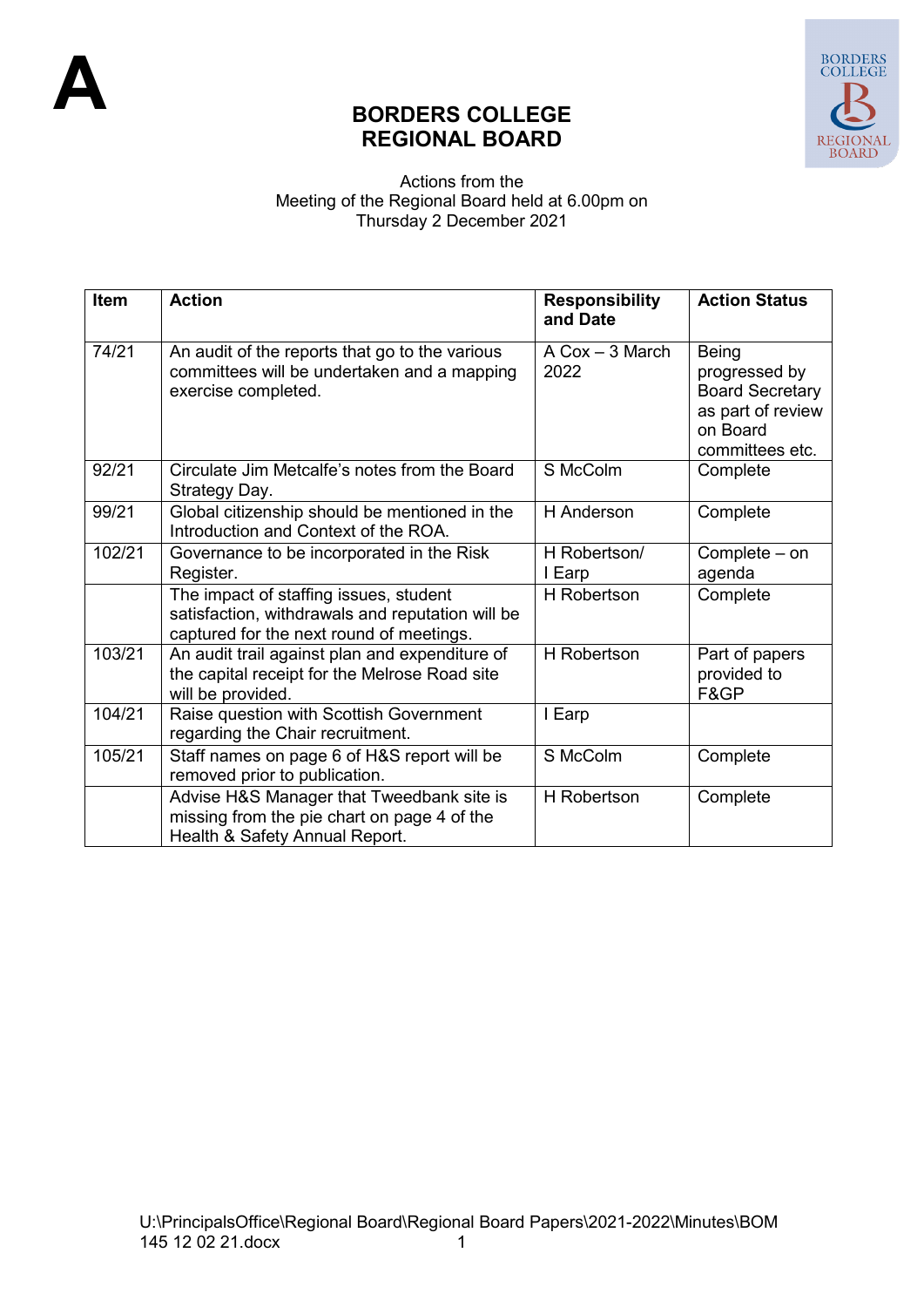A

# BORDERS COLLEGE
# REGIONAL BOARD

Actions from the
Meeting of the Regional Board held at 6.00pm on
Thursday 2 December 2021

| Item | Action | Responsibility and Date | Action Status |
|---|---|---|---|
| 74/21 | An audit of the reports that go to the various committees will be undertaken and a mapping exercise completed. | A Cox – 3 March 2022 | Being progressed by Board Secretary as part of review on Board committees etc. |
| 92/21 | Circulate Jim Metcalfe's notes from the Board Strategy Day. | S McColm | Complete |
| 99/21 | Global citizenship should be mentioned in the Introduction and Context of the ROA. | H Anderson | Complete |
| 102/21 | Governance to be incorporated in the Risk Register. | H Robertson/ I Earp | Complete – on agenda |
| | The impact of staffing issues, student satisfaction, withdrawals and reputation will be captured for the next round of meetings. | H Robertson | Complete |
| 103/21 | An audit trail against plan and expenditure of the capital receipt for the Melrose Road site will be provided. | H Robertson | Part of papers provided to F&GP |
| 104/21 | Raise question with Scottish Government regarding the Chair recruitment. | I Earp | |
| 105/21 | Staff names on page 6 of H&S report will be removed prior to publication. | S McColm | Complete |
| | Advise H&S Manager that Tweedbank site is missing from the pie chart on page 4 of the Health & Safety Annual Report. | H Robertson | Complete |

U:\PrincipalsOffice\Regional Board\Regional Board Papers\2021-2022\Minutes\BOM 145 12 02 21.docx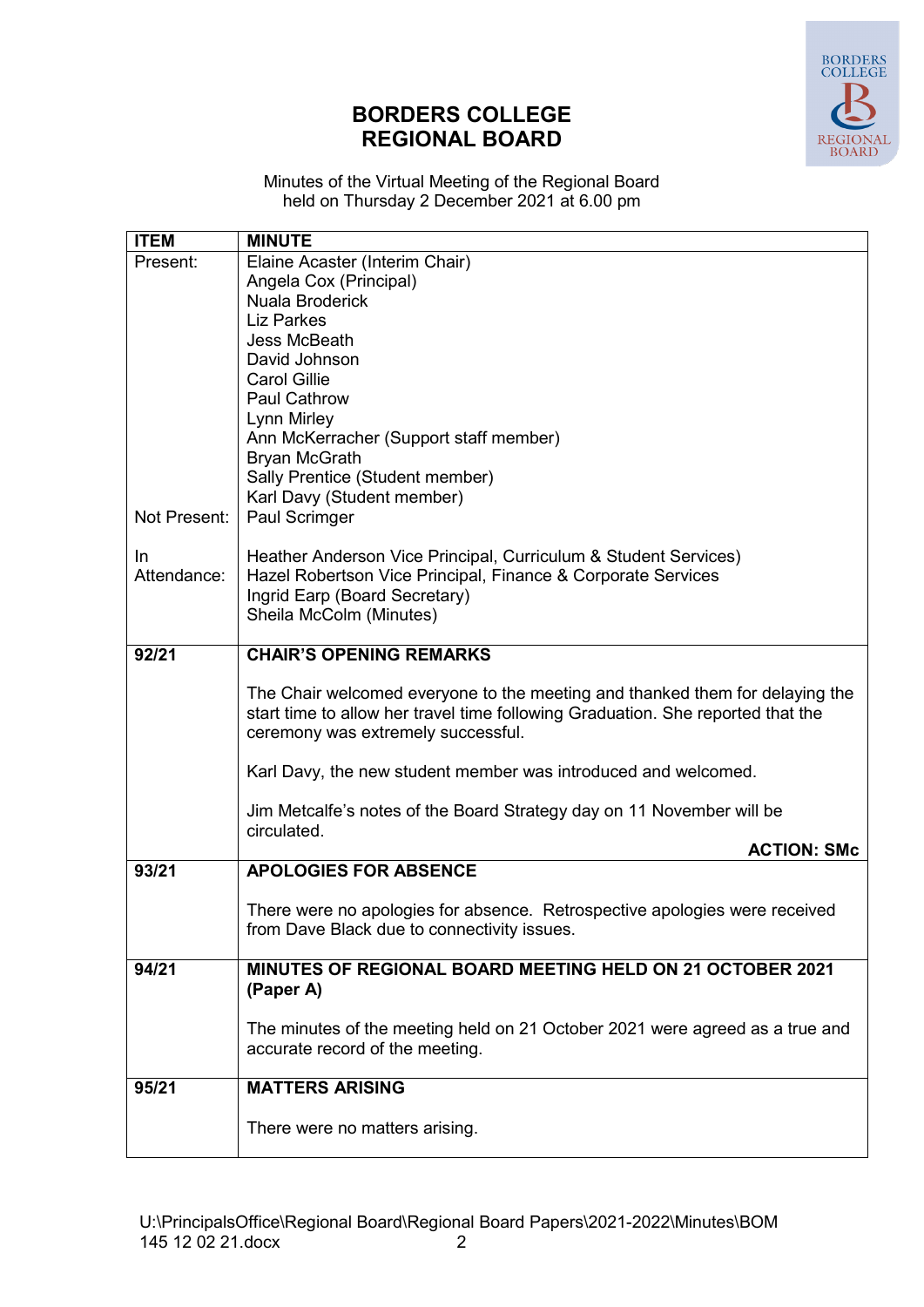# BORDERS COLLEGE
# REGIONAL BOARD

Minutes of the Virtual Meeting of the Regional Board
held on Thursday 2 December 2021 at 6.00 pm

| ITEM | MINUTE |
|---|---|
| Present: | Elaine Acaster (Interim Chair)<br>Angela Cox (Principal)<br>Nuala Broderick<br>Liz Parkes<br>Jess McBeath<br>David Johnson<br>Carol Gillie<br>Paul Cathrow<br>Lynn Mirley<br>Ann McKerracher (Support staff member)<br>Bryan McGrath<br>Sally Prentice (Student member)<br>Karl Davy (Student member) |
| Not Present: | Paul Scrimger |
| In Attendance: | Heather Anderson Vice Principal, Curriculum & Student Services)<br>Hazel Robertson Vice Principal, Finance & Corporate Services<br>Ingrid Earp (Board Secretary)<br>Sheila McColm (Minutes) |
| 92/21 | **CHAIR'S OPENING REMARKS**<br><br>The Chair welcomed everyone to the meeting and thanked them for delaying the start time to allow her travel time following Graduation. She reported that the ceremony was extremely successful.<br><br>Karl Davy, the new student member was introduced and welcomed.<br><br>Jim Metcalfe's notes of the Board Strategy day on 11 November will be circulated.<br><br>**ACTION: SMc** |
| 93/21 | **APOLOGIES FOR ABSENCE**<br><br>There were no apologies for absence. Retrospective apologies were received from Dave Black due to connectivity issues. |
| 94/21 | **MINUTES OF REGIONAL BOARD MEETING HELD ON 21 OCTOBER 2021 (Paper A)**<br><br>The minutes of the meeting held on 21 October 2021 were agreed as a true and accurate record of the meeting. |
| 95/21 | **MATTERS ARISING**<br><br>There were no matters arising. |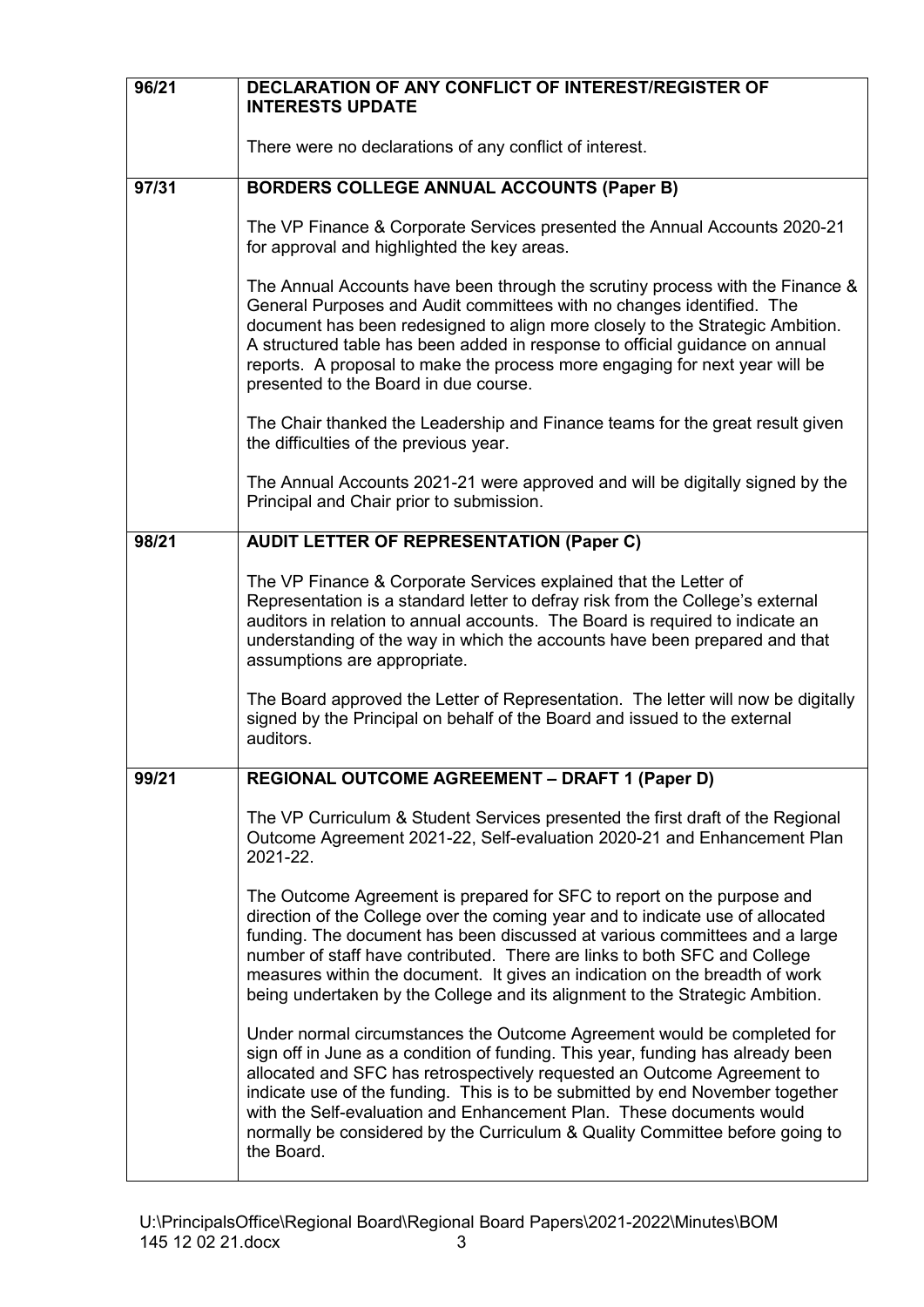| | |
|---|---|
| **96/21** | **DECLARATION OF ANY CONFLICT OF INTEREST/REGISTER OF INTERESTS UPDATE**<br><br>There were no declarations of any conflict of interest. |
| **97/31** | **BORDERS COLLEGE ANNUAL ACCOUNTS (Paper B)**<br><br>The VP Finance & Corporate Services presented the Annual Accounts 2020-21 for approval and highlighted the key areas.<br><br>The Annual Accounts have been through the scrutiny process with the Finance & General Purposes and Audit committees with no changes identified. The document has been redesigned to align more closely to the Strategic Ambition. A structured table has been added in response to official guidance on annual reports. A proposal to make the process more engaging for next year will be presented to the Board in due course.<br><br>The Chair thanked the Leadership and Finance teams for the great result given the difficulties of the previous year.<br><br>The Annual Accounts 2021-21 were approved and will be digitally signed by the Principal and Chair prior to submission. |
| **98/21** | **AUDIT LETTER OF REPRESENTATION (Paper C)**<br><br>The VP Finance & Corporate Services explained that the Letter of Representation is a standard letter to defray risk from the College's external auditors in relation to annual accounts. The Board is required to indicate an understanding of the way in which the accounts have been prepared and that assumptions are appropriate.<br><br>The Board approved the Letter of Representation. The letter will now be digitally signed by the Principal on behalf of the Board and issued to the external auditors. |
| **99/21** | **REGIONAL OUTCOME AGREEMENT – DRAFT 1 (Paper D)**<br><br>The VP Curriculum & Student Services presented the first draft of the Regional Outcome Agreement 2021-22, Self-evaluation 2020-21 and Enhancement Plan 2021-22.<br><br>The Outcome Agreement is prepared for SFC to report on the purpose and direction of the College over the coming year and to indicate use of allocated funding. The document has been discussed at various committees and a large number of staff have contributed. There are links to both SFC and College measures within the document. It gives an indication on the breadth of work being undertaken by the College and its alignment to the Strategic Ambition.<br><br>Under normal circumstances the Outcome Agreement would be completed for sign off in June as a condition of funding. This year, funding has already been allocated and SFC has retrospectively requested an Outcome Agreement to indicate use of the funding. This is to be submitted by end November together with the Self-evaluation and Enhancement Plan. These documents would normally be considered by the Curriculum & Quality Committee before going to the Board. |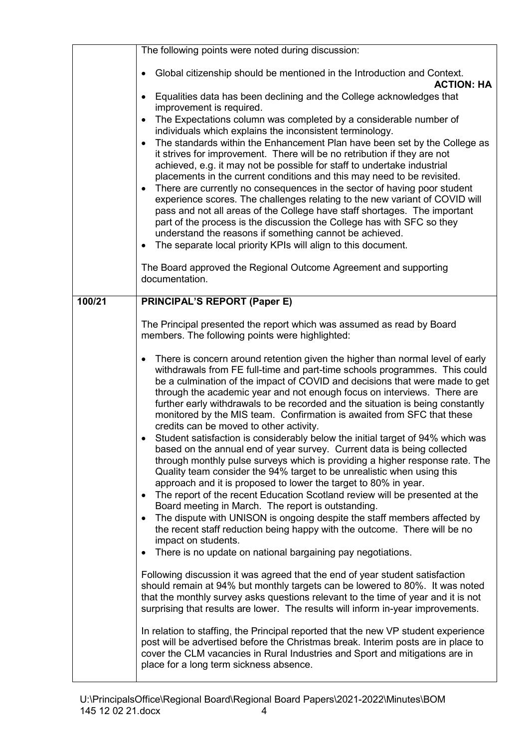| | |
|---|---|
| | The following points were noted during discussion:<br><br>• Global citizenship should be mentioned in the Introduction and Context. **ACTION: HA**<br>• Equalities data has been declining and the College acknowledges that improvement is required.<br>• The Expectations column was completed by a considerable number of individuals which explains the inconsistent terminology.<br>• The standards within the Enhancement Plan have been set by the College as it strives for improvement. There will be no retribution if they are not achieved, e.g. it may not be possible for staff to undertake industrial placements in the current conditions and this may need to be revisited.<br>• There are currently no consequences in the sector of having poor student experience scores. The challenges relating to the new variant of COVID will pass and not all areas of the College have staff shortages. The important part of the process is the discussion the College has with SFC so they understand the reasons if something cannot be achieved.<br>• The separate local priority KPIs will align to this document.<br><br>The Board approved the Regional Outcome Agreement and supporting documentation. |
| **100/21** | **PRINCIPAL'S REPORT (Paper E)**<br><br>The Principal presented the report which was assumed as read by Board members. The following points were highlighted:<br><br>• There is concern around retention given the higher than normal level of early withdrawals from FE full-time and part-time schools programmes. This could be a culmination of the impact of COVID and decisions that were made to get through the academic year and not enough focus on interviews. There are further early withdrawals to be recorded and the situation is being constantly monitored by the MIS team. Confirmation is awaited from SFC that these credits can be moved to other activity.<br>• Student satisfaction is considerably below the initial target of 94% which was based on the annual end of year survey. Current data is being collected through monthly pulse surveys which is providing a higher response rate. The Quality team consider the 94% target to be unrealistic when using this approach and it is proposed to lower the target to 80% in year.<br>• The report of the recent Education Scotland review will be presented at the Board meeting in March. The report is outstanding.<br>• The dispute with UNISON is ongoing despite the staff members affected by the recent staff reduction being happy with the outcome. There will be no impact on students.<br>• There is no update on national bargaining pay negotiations.<br><br>Following discussion it was agreed that the end of year student satisfaction should remain at 94% but monthly targets can be lowered to 80%. It was noted that the monthly survey asks questions relevant to the time of year and it is not surprising that results are lower. The results will inform in-year improvements.<br><br>In relation to staffing, the Principal reported that the new VP student experience post will be advertised before the Christmas break. Interim posts are in place to cover the CLM vacancies in Rural Industries and Sport and mitigations are in place for a long term sickness absence. |

U:\PrincipalsOffice\Regional Board\Regional Board Papers\2021-2022\Minutes\BOM 145 12 02 21.docx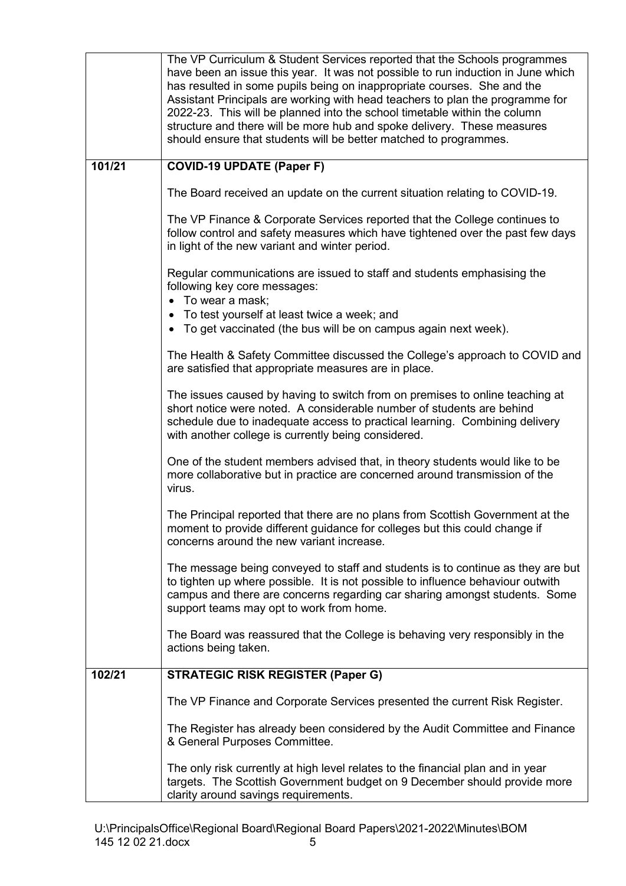| | |
|---|---|
| | The VP Curriculum & Student Services reported that the Schools programmes have been an issue this year. It was not possible to run induction in June which has resulted in some pupils being on inappropriate courses. She and the Assistant Principals are working with head teachers to plan the programme for 2022-23. This will be planned into the school timetable within the column structure and there will be more hub and spoke delivery. These measures should ensure that students will be better matched to programmes. |
| **101/21** | **COVID-19 UPDATE (Paper F)**<br><br>The Board received an update on the current situation relating to COVID-19.<br><br>The VP Finance & Corporate Services reported that the College continues to follow control and safety measures which have tightened over the past few days in light of the new variant and winter period.<br><br>Regular communications are issued to staff and students emphasising the following key core messages:<br>• To wear a mask;<br>• To test yourself at least twice a week; and<br>• To get vaccinated (the bus will be on campus again next week).<br><br>The Health & Safety Committee discussed the College's approach to COVID and are satisfied that appropriate measures are in place.<br><br>The issues caused by having to switch from on premises to online teaching at short notice were noted. A considerable number of students are behind schedule due to inadequate access to practical learning. Combining delivery with another college is currently being considered.<br><br>One of the student members advised that, in theory students would like to be more collaborative but in practice are concerned around transmission of the virus.<br><br>The Principal reported that there are no plans from Scottish Government at the moment to provide different guidance for colleges but this could change if concerns around the new variant increase.<br><br>The message being conveyed to staff and students is to continue as they are but to tighten up where possible. It is not possible to influence behaviour outwith campus and there are concerns regarding car sharing amongst students. Some support teams may opt to work from home.<br><br>The Board was reassured that the College is behaving very responsibly in the actions being taken. |
| **102/21** | **STRATEGIC RISK REGISTER (Paper G)**<br><br>The VP Finance and Corporate Services presented the current Risk Register.<br><br>The Register has already been considered by the Audit Committee and Finance & General Purposes Committee.<br><br>The only risk currently at high level relates to the financial plan and in year targets. The Scottish Government budget on 9 December should provide more clarity around savings requirements. |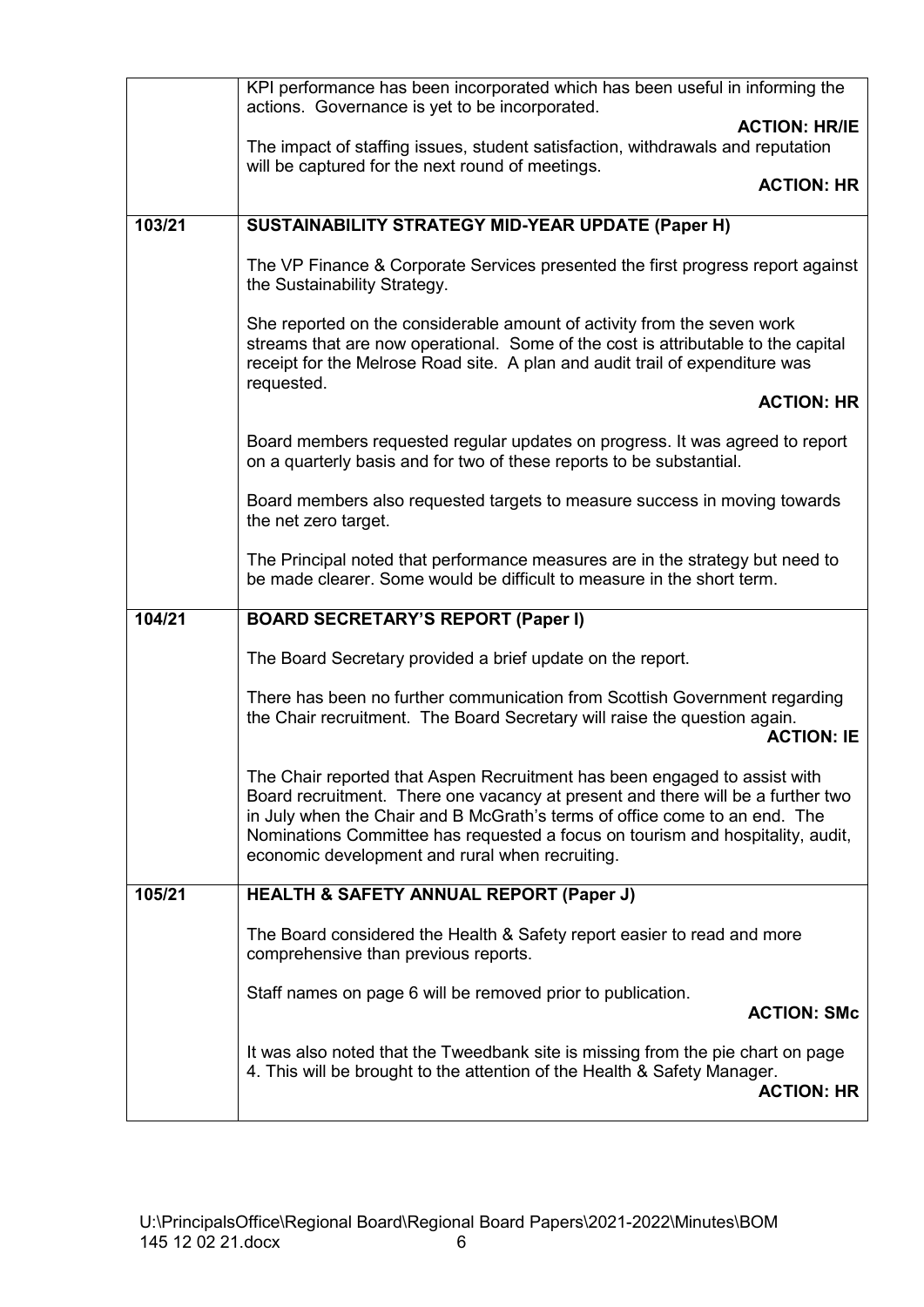| | |
|---|---|
| | KPI performance has been incorporated which has been useful in informing the actions. Governance is yet to be incorporated. **ACTION: HR/IE** The impact of staffing issues, student satisfaction, withdrawals and reputation will be captured for the next round of meetings. **ACTION: HR** |
| **103/21** | **SUSTAINABILITY STRATEGY MID-YEAR UPDATE (Paper H)** The VP Finance & Corporate Services presented the first progress report against the Sustainability Strategy. She reported on the considerable amount of activity from the seven work streams that are now operational. Some of the cost is attributable to the capital receipt for the Melrose Road site. A plan and audit trail of expenditure was requested. **ACTION: HR** Board members requested regular updates on progress. It was agreed to report on a quarterly basis and for two of these reports to be substantial. Board members also requested targets to measure success in moving towards the net zero target. The Principal noted that performance measures are in the strategy but need to be made clearer. Some would be difficult to measure in the short term. |
| **104/21** | **BOARD SECRETARY'S REPORT (Paper I)** The Board Secretary provided a brief update on the report. There has been no further communication from Scottish Government regarding the Chair recruitment. The Board Secretary will raise the question again. **ACTION: IE** The Chair reported that Aspen Recruitment has been engaged to assist with Board recruitment. There one vacancy at present and there will be a further two in July when the Chair and B McGrath's terms of office come to an end. The Nominations Committee has requested a focus on tourism and hospitality, audit, economic development and rural when recruiting. |
| **105/21** | **HEALTH & SAFETY ANNUAL REPORT (Paper J)** The Board considered the Health & Safety report easier to read and more comprehensive than previous reports. Staff names on page 6 will be removed prior to publication. **ACTION: SMc** It was also noted that the Tweedbank site is missing from the pie chart on page 4. This will be brought to the attention of the Health & Safety Manager. **ACTION: HR** |

U:\PrincipalsOffice\Regional Board\Regional Board Papers\2021-2022\Minutes\BOM 145 12 02 21.docx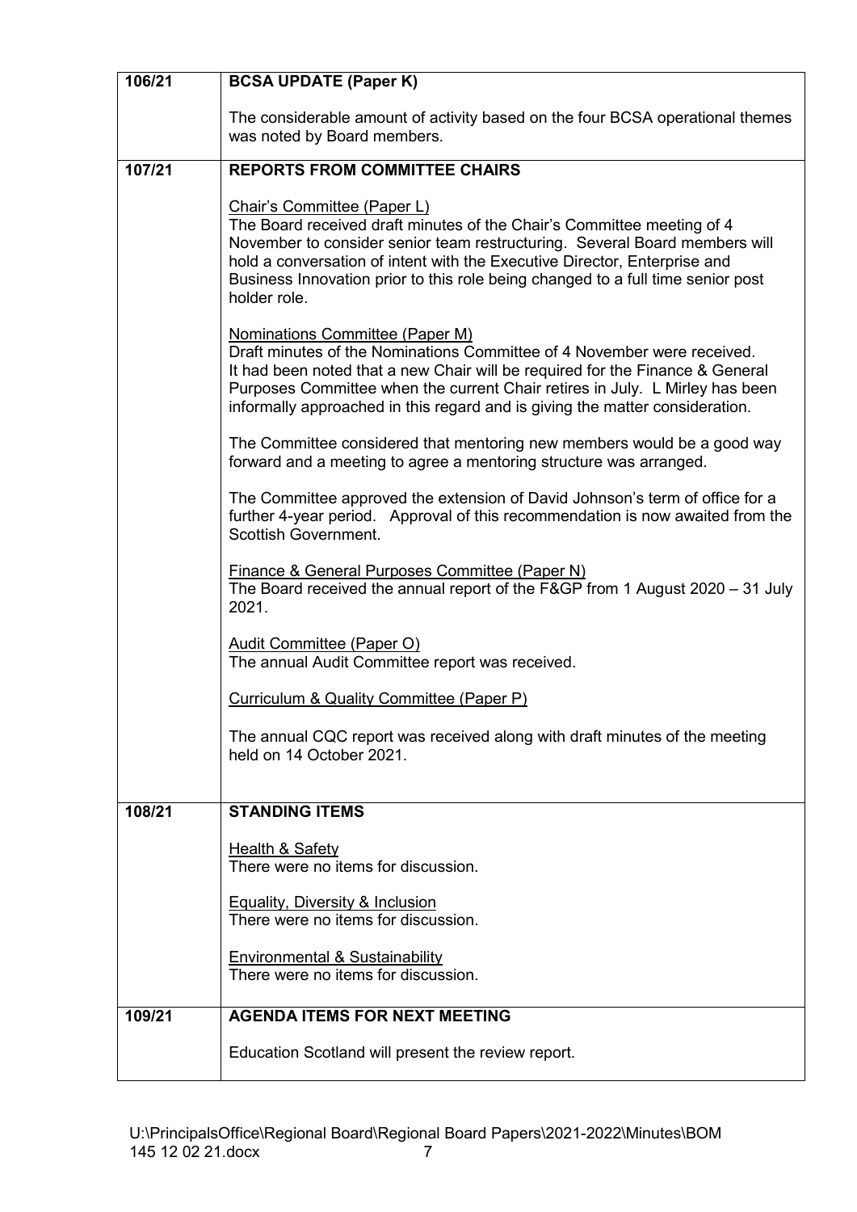| | |
|---|---|
| **106/21** | **BCSA UPDATE (Paper K)**<br><br>The considerable amount of activity based on the four BCSA operational themes was noted by Board members. |
| **107/21** | **REPORTS FROM COMMITTEE CHAIRS**<br><br><u>Chair's Committee (Paper L)</u><br>The Board received draft minutes of the Chair's Committee meeting of 4 November to consider senior team restructuring. Several Board members will hold a conversation of intent with the Executive Director, Enterprise and Business Innovation prior to this role being changed to a full time senior post holder role.<br><br><u>Nominations Committee (Paper M)</u><br>Draft minutes of the Nominations Committee of 4 November were received. It had been noted that a new Chair will be required for the Finance & General Purposes Committee when the current Chair retires in July. L Mirley has been informally approached in this regard and is giving the matter consideration.<br><br>The Committee considered that mentoring new members would be a good way forward and a meeting to agree a mentoring structure was arranged.<br><br>The Committee approved the extension of David Johnson's term of office for a further 4-year period. Approval of this recommendation is now awaited from the Scottish Government.<br><br><u>Finance & General Purposes Committee (Paper N)</u><br>The Board received the annual report of the F&GP from 1 August 2020 – 31 July 2021.<br><br><u>Audit Committee (Paper O)</u><br>The annual Audit Committee report was received.<br><br><u>Curriculum & Quality Committee (Paper P)</u><br><br>The annual CQC report was received along with draft minutes of the meeting held on 14 October 2021. |
| **108/21** | **STANDING ITEMS**<br><br><u>Health & Safety</u><br>There were no items for discussion.<br><br><u>Equality, Diversity & Inclusion</u><br>There were no items for discussion.<br><br><u>Environmental & Sustainability</u><br>There were no items for discussion. |
| **109/21** | **AGENDA ITEMS FOR NEXT MEETING**<br><br>Education Scotland will present the review report. |

U:\PrincipalsOffice\Regional Board\Regional Board Papers\2021-2022\Minutes\BOM 145 12 02 21.docx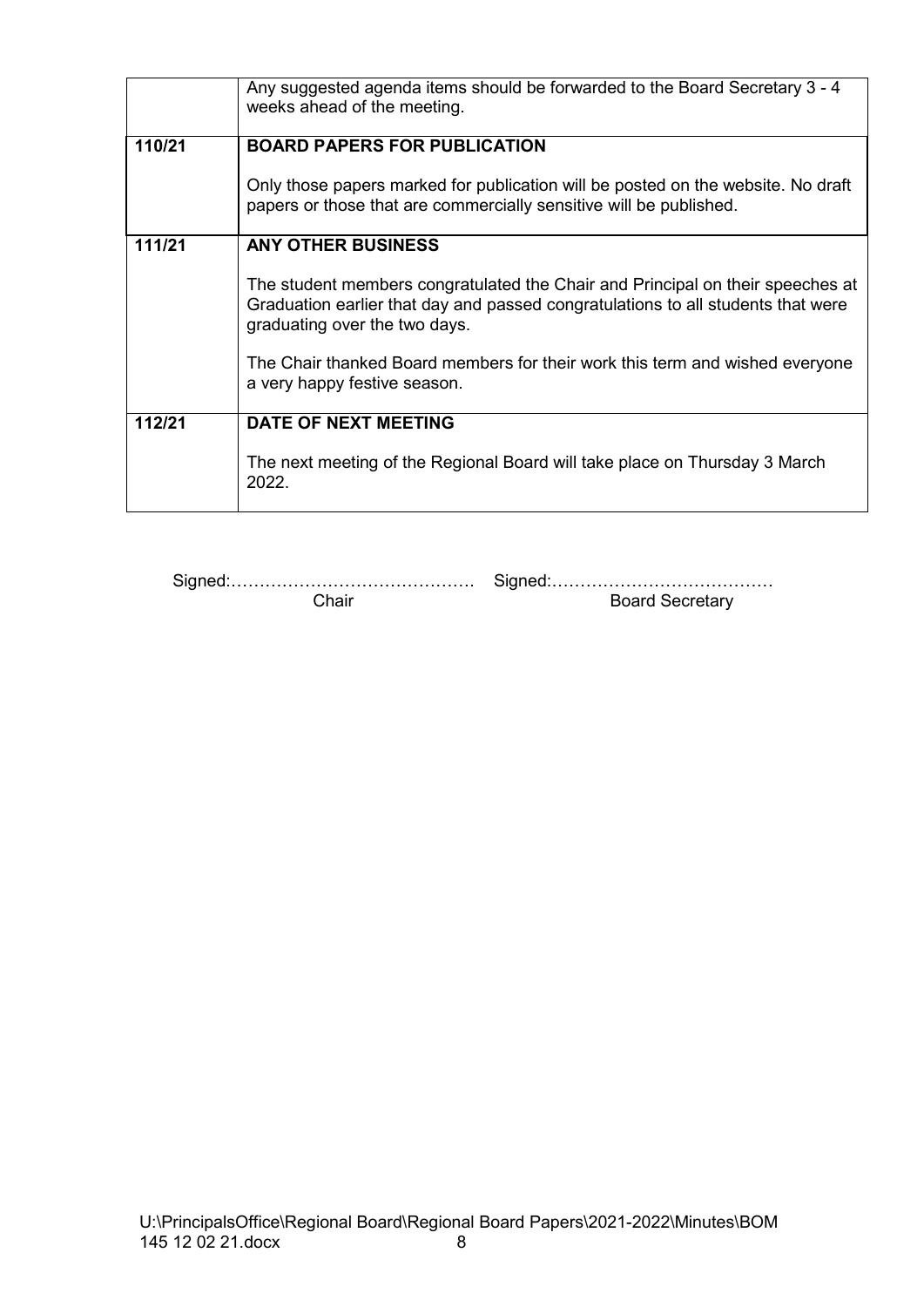| | |
|---|---|
| | Any suggested agenda items should be forwarded to the Board Secretary 3 - 4 weeks ahead of the meeting. |
| **110/21** | **BOARD PAPERS FOR PUBLICATION**<br><br>Only those papers marked for publication will be posted on the website. No draft papers or those that are commercially sensitive will be published. |
| **111/21** | **ANY OTHER BUSINESS**<br><br>The student members congratulated the Chair and Principal on their speeches at Graduation earlier that day and passed congratulations to all students that were graduating over the two days.<br><br>The Chair thanked Board members for their work this term and wished everyone a very happy festive season. |
| **112/21** | **DATE OF NEXT MEETING**<br><br>The next meeting of the Regional Board will take place on Thursday 3 March 2022. |

Signed:…………………………………… Signed:…………………………………
Chair Board Secretary

U:\PrincipalsOffice\Regional Board\Regional Board Papers\2021-2022\Minutes\BOM 145 12 02 21.docx